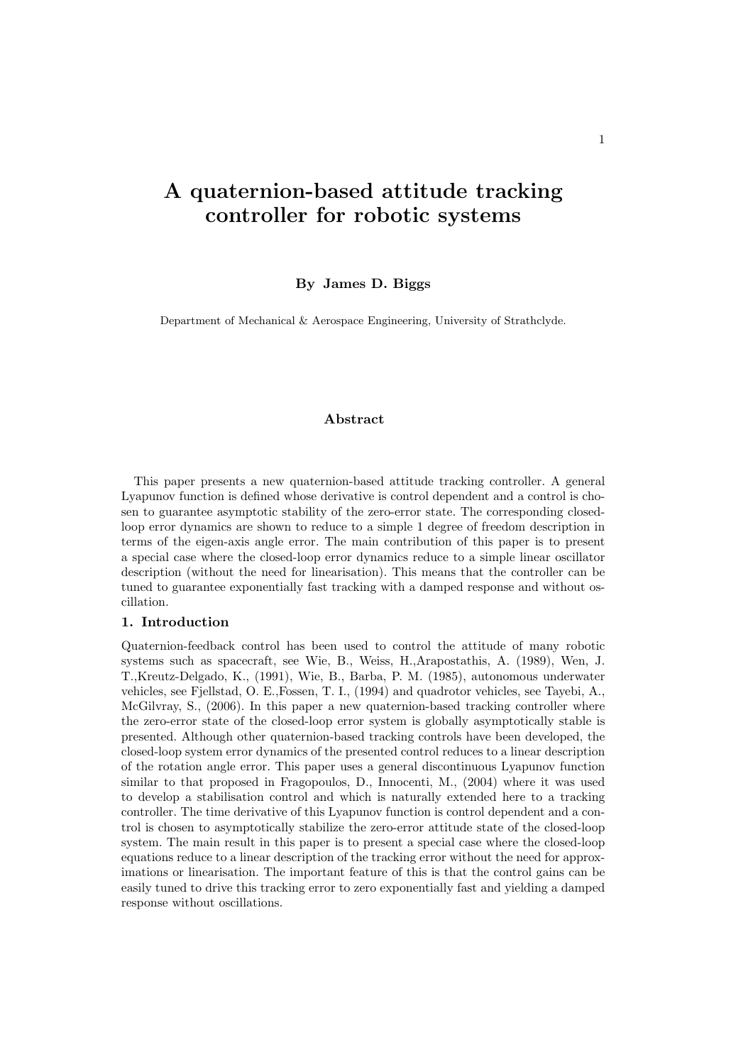# A quaternion-based attitude tracking controller for robotic systems

**By James D. Biggs**

Department of Mechanical & Aerospace Engineering, University of Strathclyde.

### Abstract

This paper presents a new quaternion-based attitude tracking controller. A general Lyapunov function is defined whose derivative is control dependent and a control is chosen to guarantee asymptotic stability of the zero-error state. The corresponding closed-loop error dynamics are shown to reduce to a simple 1 degree of freedom description in terms of the eigen-axis angle error. The main contribution of this paper is to present a special case where the closed-loop error dynamics reduce to a simple linear oscillator description (without the need for linearisation). This means that the controller can be tuned to guarantee exponentially fast tracking with a damped response and without oscillation.

## 1. Introduction

Quaternion-feedback control has been used to control the attitude of many robotic systems such as spacecraft, see Wie, B., Weiss, H.,Arapostathis, A. (1989), Wen, J. T.,Kreutz-Delgado, K., (1991), Wie, B., Barba, P. M. (1985), autonomous underwater vehicles, see Fjellstad, O. E.,Fossen, T. I., (1994) and quadrotor vehicles, see Tayebi, A., McGilvray, S., (2006). In this paper a new quaternion-based tracking controller where the zero-error state of the closed-loop error system is globally asymptotically stable is presented. Although other quaternion-based tracking controls have been developed, the closed-loop system error dynamics of the presented control reduces to a linear description of the rotation angle error. This paper uses a general discontinuous Lyapunov function similar to that proposed in Fragopoulos, D., Innocenti, M., (2004) where it was used to develop a stabilisation control and which is naturally extended here to a tracking controller. The time derivative of this Lyapunov function is control dependent and a control is chosen to asymptotically stabilize the zero-error attitude state of the closed-loop system. The main result in this paper is to present a special case where the closed-loop equations reduce to a linear description of the tracking error without the need for approximations or linearisation. The important feature of this is that the control gains can be easily tuned to drive this tracking error to zero exponentially fast and yielding a damped response without oscillations.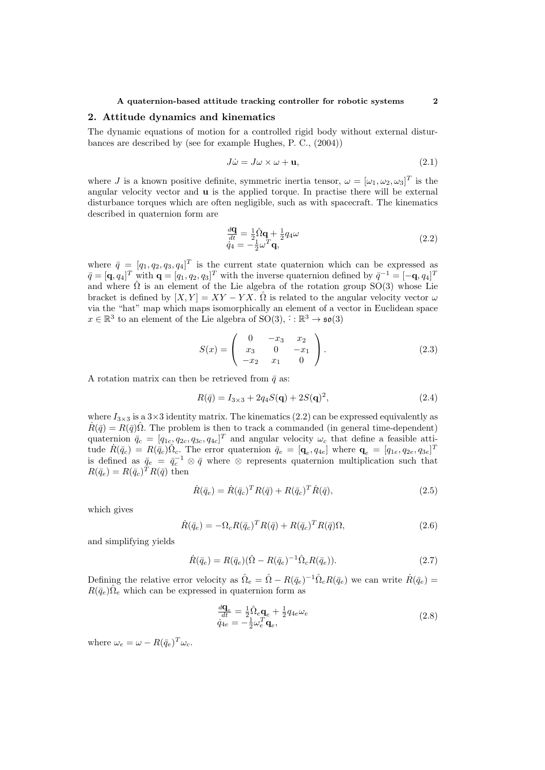## 2. Attitude dynamics and kinematics

The dynamic equations of motion for a controlled rigid body without external disturbances are described by (see for example Hughes, P. C., (2004))

$$J\dot{\omega} = J\omega \times \omega + \mathbf{u}, \tag{2.1}$$

where $J$ is a known positive definite, symmetric inertia tensor, $\omega = [\omega_1, \omega_2, \omega_3]^T$ is the angular velocity vector and $\mathbf{u}$ is the applied torque. In practise there will be external disturbance torques which are often negligible, such as with spacecraft. The kinematics described in quaternion form are

$$\begin{aligned} \frac{d\mathbf{q}}{dt} &= \tfrac{1}{2}\hat{\Omega}\mathbf{q} + \tfrac{1}{2}q_4\omega \\ \dot{q}_4 &= -\tfrac{1}{2}\omega^T\mathbf{q}, \end{aligned} \tag{2.2}$$

where $\bar{q} = [q_1, q_2, q_3, q_4]^T$ is the current state quaternion which can be expressed as $\bar{q} = [\mathbf{q}, q_4]^T$ with $\mathbf{q} = [q_1, q_2, q_3]^T$ with the inverse quaternion defined by $\bar{q}^{-1} = [-\mathbf{q}, q_4]^T$ and where $\hat{\Omega}$ is an element of the Lie algebra of the rotation group SO(3) whose Lie bracket is defined by $[X, Y] = XY - YX$. $\hat{\Omega}$ is related to the angular velocity vector $\omega$ via the "hat" map which maps isomorphically an element of a vector in Euclidean space $x \in \mathbb{R}^3$ to an element of the Lie algebra of SO(3), $\hat{\cdot} : \mathbb{R}^3 \to \mathfrak{so}(3)$

$$S(x) = \begin{pmatrix} 0 & -x_3 & x_2 \\ x_3 & 0 & -x_1 \\ -x_2 & x_1 & 0 \end{pmatrix}. \tag{2.3}$$

A rotation matrix can then be retrieved from $\bar{q}$ as:

$$R(\bar{q}) = I_{3\times3} + 2q_4 S(\mathbf{q}) + 2S(\mathbf{q})^2, \tag{2.4}$$

where $I_{3\times3}$ is a 3×3 identity matrix. The kinematics (2.2) can be expressed equivalently as $\dot{R}(\bar{q}) = R(\bar{q})\hat{\Omega}$. The problem is then to track a commanded (in general time-dependent) quaternion $\bar{q}_c = [q_{1c}, q_{2c}, q_{3c}, q_{4c}]^T$ and angular velocity $\omega_c$ that define a feasible attitude $\dot{R}(\bar{q}_c) = R(\bar{q}_c)\hat{\Omega}_c$. The error quaternion $\bar{q}_e = [\mathbf{q}_e, q_{4e}]$ where $\mathbf{q}_e = [q_{1e}, q_{2e}, q_{3e}]^T$ is defined as $\bar{q}_e = \bar{q}_c^{-1} \otimes \bar{q}$ where $\otimes$ represents quaternion multiplication such that $R(\bar{q}_e) = R(\bar{q}_c)^T R(\bar{q})$ then

$$\dot{R}(\bar{q}_e) = \dot{R}(\bar{q}_c)^T R(\bar{q}) + R(\bar{q}_c)^T \dot{R}(\bar{q}), \tag{2.5}$$

which gives

$$\dot{R}(\bar{q}_e) = -\Omega_c R(\bar{q}_c)^T R(\bar{q}) + R(\bar{q}_c)^T R(\bar{q})\Omega, \tag{2.6}$$

and simplifying yields

$$\dot{R}(\bar{q}_e) = R(\bar{q}_e)(\hat{\Omega} - R(\bar{q}_e)^{-1}\hat{\Omega}_c R(\bar{q}_e)). \tag{2.7}$$

Defining the relative error velocity as $\hat{\Omega}_e = \hat{\Omega} - R(\bar{q}_e)^{-1}\hat{\Omega}_c R(\bar{q}_e)$ we can write $\dot{R}(\bar{q}_e) = R(\bar{q}_e)\hat{\Omega}_e$ which can be expressed in quaternion form as

$$\begin{aligned} \frac{d\mathbf{q}_e}{dt} &= \tfrac{1}{2}\hat{\Omega}_e\mathbf{q}_e + \tfrac{1}{2}q_{4e}\omega_e \\ \dot{q}_{4e} &= -\tfrac{1}{2}\omega_e^T\mathbf{q}_e, \end{aligned} \tag{2.8}$$

where $\omega_e = \omega - R(\bar{q}_e)^T\omega_c$.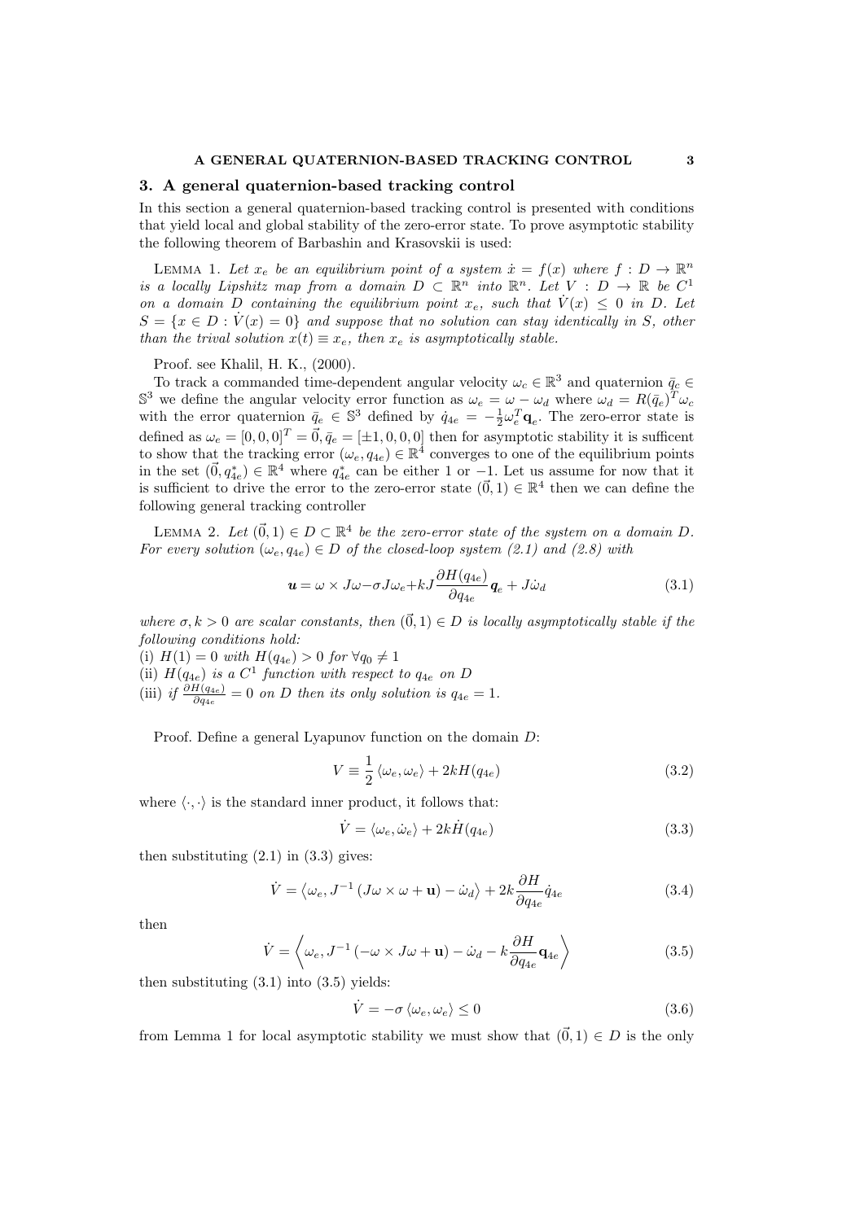## 3. A general quaternion-based tracking control

In this section a general quaternion-based tracking control is presented with conditions that yield local and global stability of the zero-error state. To prove asymptotic stability the following theorem of Barbashin and Krasovskii is used:

LEMMA 1. *Let $x_e$ be an equilibrium point of a system $\dot{x} = f(x)$ where $f : D \to \mathbb{R}^n$ is a locally Lipshitz map from a domain $D \subset \mathbb{R}^n$ into $\mathbb{R}^n$. Let $V : D \to \mathbb{R}$ be $C^1$ on a domain $D$ containing the equilibrium point $x_e$, such that $\dot{V}(x) \leq 0$ in $D$. Let $S = \{x \in D : \dot{V}(x) = 0\}$ and suppose that no solution can stay identically in $S$, other than the trival solution $x(t) \equiv x_e$, then $x_e$ is asymptotically stable.*

Proof. see Khalil, H. K., (2000).

To track a commanded time-dependent angular velocity $\omega_c \in \mathbb{R}^3$ and quaternion $\bar{q}_c \in \mathbb{S}^3$ we define the angular velocity error function as $\omega_e = \omega - \omega_d$ where $\omega_d = R(\bar{q}_e)^T \omega_c$ with the error quaternion $\bar{q}_e \in \mathbb{S}^3$ defined by $\dot{q}_{4e} = -\frac{1}{2}\omega_e^T \mathbf{q}_e$. The zero-error state is defined as $\omega_e = [0,0,0]^T = \vec{0}, \bar{q}_e = [\pm 1, 0, 0, 0]$ then for asymptotic stability it is sufficent to show that the tracking error $(\omega_e, q_{4e}) \in \mathbb{R}^4$ converges to one of the equilibrium points in the set $(\vec{0}, q_{4e}^*) \in \mathbb{R}^4$ where $q_{4e}^*$ can be either 1 or $-1$. Let us assume for now that it is sufficient to drive the error to the zero-error state $(\vec{0}, 1) \in \mathbb{R}^4$ then we can define the following general tracking controller

LEMMA 2. *Let $(\vec{0}, 1) \in D \subset \mathbb{R}^4$ be the zero-error state of the system on a domain $D$. For every solution $(\omega_e, q_{4e}) \in D$ of the closed-loop system (2.1) and (2.8) with*

$$\boldsymbol{u} = \omega \times J\omega - \sigma J\omega_e + kJ\frac{\partial H(q_{4e})}{\partial q_{4e}}\boldsymbol{q}_e + J\dot{\omega}_d \tag{3.1}$$

*where $\sigma, k > 0$ are scalar constants, then $(\vec{0}, 1) \in D$ is locally asymptotically stable if the following conditions hold:*

(i) $H(1) = 0$ *with* $H(q_{4e}) > 0$ *for* $\forall q_0 \neq 1$
(ii) $H(q_{4e})$ *is a* $C^1$ *function with respect to* $q_{4e}$ *on* $D$
(iii) *if* $\frac{\partial H(q_{4e})}{\partial q_{4e}} = 0$ *on* $D$ *then its only solution is* $q_{4e} = 1$.

Proof. Define a general Lyapunov function on the domain $D$:

$$V \equiv \frac{1}{2}\langle \omega_e, \omega_e \rangle + 2kH(q_{4e}) \tag{3.2}$$

where $\langle \cdot, \cdot \rangle$ is the standard inner product, it follows that:

$$\dot{V} = \langle \omega_e, \dot{\omega}_e \rangle + 2k\dot{H}(q_{4e}) \tag{3.3}$$

then substituting (2.1) in (3.3) gives:

$$\dot{V} = \left\langle \omega_e, J^{-1}\left(J\omega \times \omega + \mathbf{u}\right) - \dot{\omega}_d \right\rangle + 2k\frac{\partial H}{\partial q_{4e}}\dot{q}_{4e} \tag{3.4}$$

then

$$\dot{V} = \left\langle \omega_e, J^{-1}\left(-\omega \times J\omega + \mathbf{u}\right) - \dot{\omega}_d - k\frac{\partial H}{\partial q_{4e}}\mathbf{q}_{4e} \right\rangle \tag{3.5}$$

then substituting (3.1) into (3.5) yields:

$$\dot{V} = -\sigma \langle \omega_e, \omega_e \rangle \leq 0 \tag{3.6}$$

from Lemma 1 for local asymptotic stability we must show that $(\vec{0}, 1) \in D$ is the only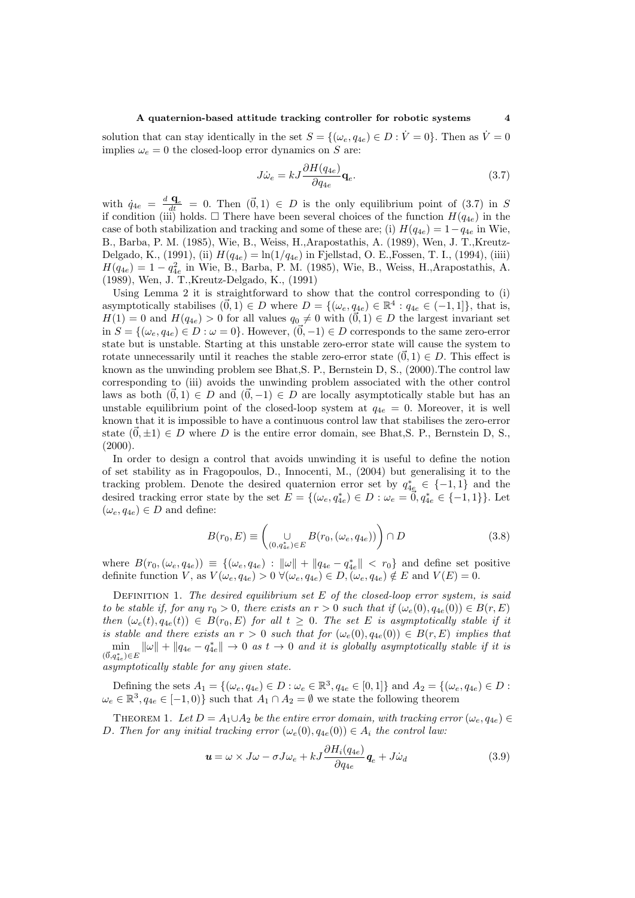solution that can stay identically in the set $S = \{(\omega_e, q_{4e}) \in D : \dot{V} = 0\}$. Then as $\dot{V} = 0$ implies $\omega_e = 0$ the closed-loop error dynamics on $S$ are:

$$J\dot{\omega}_e = kJ\frac{\partial H(q_{4e})}{\partial q_{4e}}\mathbf{q}_e. \tag{3.7}$$

with $\dot{q}_{4e} = \frac{d}{dt}\mathbf{q}_e = 0$. Then $(\vec{0}, 1) \in D$ is the only equilibrium point of (3.7) in $S$ if condition (iii) holds. □ There have been several choices of the function $H(q_{4e})$ in the case of both stabilization and tracking and some of these are; (i) $H(q_{4e}) = 1 - q_{4e}$ in Wie, B., Barba, P. M. (1985), Wie, B., Weiss, H.,Arapostathis, A. (1989), Wen, J. T.,Kreutz-Delgado, K., (1991), (ii) $H(q_{4e}) = \ln(1/q_{4e})$ in Fjellstad, O. E.,Fossen, T. I., (1994), (iiii) $H(q_{4e}) = 1 - q_{4e}^2$ in Wie, B., Barba, P. M. (1985), Wie, B., Weiss, H.,Arapostathis, A. (1989), Wen, J. T.,Kreutz-Delgado, K., (1991)

Using Lemma 2 it is straightforward to show that the control corresponding to (i) asymptotically stabilises $(\vec{0}, 1) \in D$ where $D = \{(\omega_e, q_{4e}) \in \mathbb{R}^4 : q_{4e} \in (-1, 1]\}$, that is, $H(1) = 0$ and $H(q_{4e}) > 0$ for all values $q_0 \neq 0$ with $(\vec{0}, 1) \in D$ the largest invariant set in $S = \{(\omega_e, q_{4e}) \in D : \omega = 0\}$. However, $(\vec{0}, -1) \in D$ corresponds to the same zero-error state but is unstable. Starting at this unstable zero-error state will cause the system to rotate unnecessarily until it reaches the stable zero-error state $(\vec{0}, 1) \in D$. This effect is known as the unwinding problem see Bhat,S. P., Bernstein D, S., (2000).The control law corresponding to (iii) avoids the unwinding problem associated with the other control laws as both $(\vec{0}, 1) \in D$ and $(\vec{0}, -1) \in D$ are locally asymptotically stable but has an unstable equilibrium point of the closed-loop system at $q_{4e} = 0$. Moreover, it is well known that it is impossible to have a continuous control law that stabilises the zero-error state $(\vec{0}, \pm 1) \in D$ where $D$ is the entire error domain, see Bhat,S. P., Bernstein D, S., (2000).

In order to design a control that avoids unwinding it is useful to define the notion of set stability as in Fragopoulos, D., Innocenti, M., (2004) but generalising it to the tracking problem. Denote the desired quaternion error set by $q_{4e}^* \in \{-1, 1\}$ and the desired tracking error state by the set $E = \{(\omega_e, q_{4e}^*) \in D : \omega_e = \vec{0}, q_{4e}^* \in \{-1, 1\}\}$. Let $(\omega_e, q_{4e}) \in D$ and define:

$$B(r_0, E) \equiv \left( \underset{(0, q_{4e}^*) \in E}{\cup} B(r_0, (\omega_e, q_{4e})) \right) \cap D \tag{3.8}$$

where $B(r_0, (\omega_e, q_{4e})) \equiv \{(\omega_e, q_{4e}) : \|\omega\| + \|q_{4e} - q_{4e}^*\| < r_0\}$ and define set positive definite function $V$, as $V(\omega_e, q_{4e}) > 0 \; \forall (\omega_e, q_{4e}) \in D, (\omega_e, q_{4e}) \notin E$ and $V(E) = 0$.

Definition 1. *The desired equilibrium set $E$ of the closed-loop error system, is said to be stable if, for any $r_0 > 0$, there exists an $r > 0$ such that if $(\omega_e(0), q_{4e}(0)) \in B(r, E)$ then $(\omega_e(t), q_{4e}(t)) \in B(r_0, E)$ for all $t \geq 0$. The set $E$ is asymptotically stable if it is stable and there exists an $r > 0$ such that for $(\omega_e(0), q_{4e}(0)) \in B(r, E)$ implies that $\min_{(\vec{0}, q_{4e}^*) \in E} \|\omega\| + \|q_{4e} - q_{4e}^*\| \to 0$ as $t \to 0$ and it is globally asymptotically stable if it is asymptotically stable for any given state.*

Defining the sets $A_1 = \{(\omega_e, q_{4e}) \in D : \omega_e \in \mathbb{R}^3, q_{4e} \in [0, 1]\}$ and $A_2 = \{(\omega_e, q_{4e}) \in D : \omega_e \in \mathbb{R}^3, q_{4e} \in [-1, 0)\}$ such that $A_1 \cap A_2 = \emptyset$ we state the following theorem

Theorem 1. *Let $D = A_1 \cup A_2$ be the entire error domain, with tracking error $(\omega_e, q_{4e}) \in D$. Then for any initial tracking error $(\omega_e(0), q_{4e}(0)) \in A_i$ the control law:*

$$\boldsymbol{u} = \omega \times J\omega - \sigma J\omega_e + kJ\frac{\partial H_i(q_{4e})}{\partial q_{4e}}\boldsymbol{q}_e + J\dot{\omega}_d \tag{3.9}$$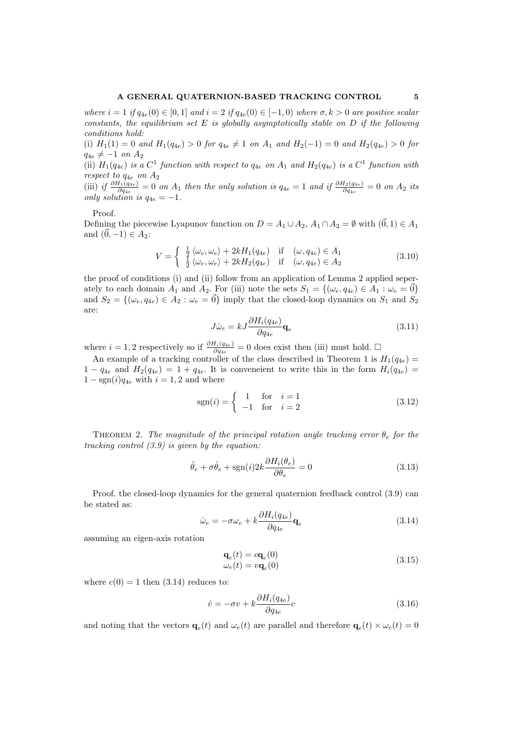*where $i = 1$ if $q_{4e}(0) \in [0, 1]$ and $i = 2$ if $q_{4e}(0) \in [-1, 0)$ where $\sigma, k > 0$ are positive scalar constants, the equilibrium set $E$ is globally asymptotically stable on $D$ if the following conditions hold:*

*(i) $H_1(1) = 0$ and $H_1(q_{4e}) > 0$ for $q_{4e} \neq 1$ on $A_1$ and $H_2(-1) = 0$ and $H_2(q_{4e}) > 0$ for $q_{4e} \neq -1$ on $A_2$*

*(ii) $H_1(q_{4e})$ is a $C^1$ function with respect to $q_{4e}$ on $A_1$ and $H_2(q_{4e})$ is a $C^1$ function with respect to $q_{4e}$ on $A_2$*

*(iii) if $\frac{\partial H_1(q_{4e})}{\partial q_{4e}} = 0$ on $A_1$ then the only solution is $q_{4e} = 1$ and if $\frac{\partial H_2(q_{4e})}{\partial q_{4e}} = 0$ on $A_2$ its only solution is $q_{4e} = -1$.*

Proof.

Defining the piecewise Lyapunov function on $D = A_1 \cup A_2$, $A_1 \cap A_2 = \emptyset$ with $(\vec{0}, 1) \in A_1$ and $(\vec{0}, -1) \in A_2$:

$$V = \begin{cases} \frac{1}{2}\langle \omega_e, \omega_e \rangle + 2kH_1(q_{4e}) & \text{if} \quad (\omega, q_{4e}) \in A_1 \\ \frac{1}{2}\langle \omega_e, \omega_e \rangle + 2kH_2(q_{4e}) & \text{if} \quad (\omega, q_{4e}) \in A_2 \end{cases} \tag{3.10}$$

the proof of conditions (i) and (ii) follow from an application of Lemma 2 applied seperately to each domain $A_1$ and $A_2$. For (iii) note the sets $S_1 = \{(\omega_e, q_{4e}) \in A_1 : \omega_e = \vec{0}\}$ and $S_2 = \{(\omega_e, q_{4e}) \in A_2 : \omega_e = \vec{0}\}$ imply that the closed-loop dynamics on $S_1$ and $S_2$ are:

$$J\dot{\omega}_e = kJ\frac{\partial H_i(q_{4e})}{\partial q_{4e}}\mathbf{q}_e \tag{3.11}$$

where $i = 1, 2$ respectively so if $\frac{\partial H_i(q_{4e})}{\partial q_{4e}} = 0$ does exist then (iii) must hold. □

An example of a tracking controller of the class described in Theorem 1 is $H_1(q_{4e}) = 1 - q_{4e}$ and $H_2(q_{4e}) = 1 + q_{4e}$. It is conveneient to write this in the form $H_i(q_{4e}) = 1 - \text{sgn}(i)q_{4e}$ with $i = 1, 2$ and where

$$\text{sgn}(i) = \begin{cases} 1 & \text{for} \quad i = 1 \\ -1 & \text{for} \quad i = 2 \end{cases} \tag{3.12}$$

Theorem 2. *The magnitude of the principal rotation angle tracking error $\theta_e$ for the tracking control (3.9) is given by the equation:*

$$\ddot{\theta}_e + \sigma\dot{\theta}_e + \text{sgn}(i)2k\frac{\partial H_i(\theta_e)}{\partial \theta_e} = 0 \tag{3.13}$$

Proof. the closed-loop dynamics for the general quaternion feedback control (3.9) can be stated as:

$$\dot{\omega}_e = -\sigma\omega_e + k\frac{\partial H_i(q_{4e})}{\partial q_{4e}}\mathbf{q}_e \tag{3.14}$$

assuming an eigen-axis rotation

$$\begin{aligned} \mathbf{q}_e(t) &= c\mathbf{q}_e(0) \\ \omega_e(t) &= v\mathbf{q}_e(0) \end{aligned} \tag{3.15}$$

where $c(0) = 1$ then (3.14) reduces to:

$$\dot{v} = -\sigma v + k\frac{\partial H_i(q_{4e})}{\partial q_{4e}}c \tag{3.16}$$

and noting that the vectors $\mathbf{q}_e(t)$ and $\omega_e(t)$ are parallel and therefore $\mathbf{q}_e(t) \times \omega_e(t) = 0$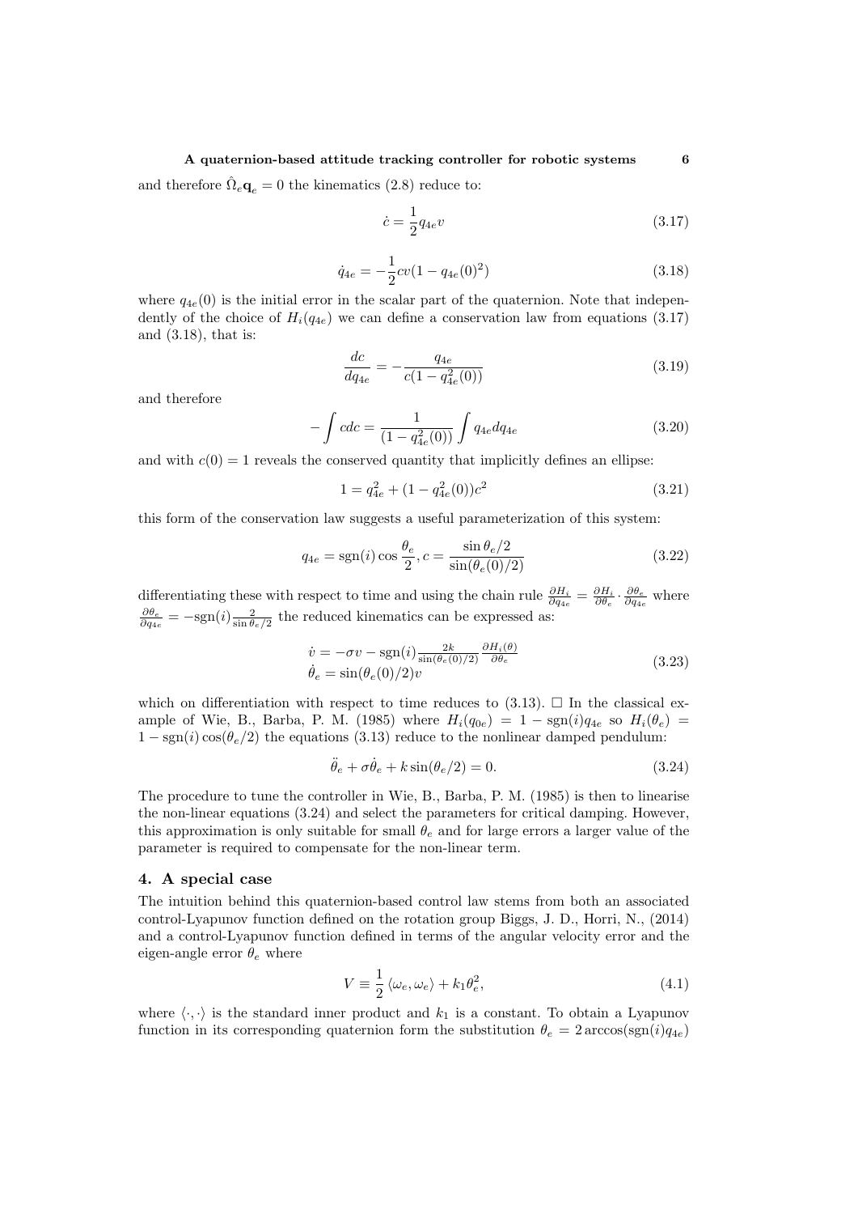and therefore $\hat{\Omega}_e \mathbf{q}_e = 0$ the kinematics (2.8) reduce to:

$$\dot{c} = \frac{1}{2} q_{4e} v \tag{3.17}$$

$$\dot{q}_{4e} = -\frac{1}{2} c v (1 - q_{4e}(0)^2) \tag{3.18}$$

where $q_{4e}(0)$ is the initial error in the scalar part of the quaternion. Note that independently of the choice of $H_i(q_{4e})$ we can define a conservation law from equations (3.17) and (3.18), that is:

$$\frac{dc}{dq_{4e}} = -\frac{q_{4e}}{c(1 - q_{4e}^2(0))} \tag{3.19}$$

and therefore

$$-\int c dc = \frac{1}{(1 - q_{4e}^2(0))} \int q_{4e} dq_{4e} \tag{3.20}$$

and with $c(0) = 1$ reveals the conserved quantity that implicitly defines an ellipse:

$$1 = q_{4e}^2 + (1 - q_{4e}^2(0)) c^2 \tag{3.21}$$

this form of the conservation law suggests a useful parameterization of this system:

$$q_{4e} = \mathrm{sgn}(i) \cos\frac{\theta_e}{2}, c = \frac{\sin \theta_e/2}{\sin(\theta_e(0)/2)} \tag{3.22}$$

differentiating these with respect to time and using the chain rule $\frac{\partial H_i}{\partial q_{4e}} = \frac{\partial H_i}{\partial \theta_e} \cdot \frac{\partial \theta_e}{\partial q_{4e}}$ where $\frac{\partial \theta_e}{\partial q_{4e}} = -\mathrm{sgn}(i) \frac{2}{\sin \theta_e/2}$ the reduced kinematics can be expressed as:

$$\begin{aligned} \dot{v} &= -\sigma v - \mathrm{sgn}(i) \tfrac{2k}{\sin(\theta_e(0)/2)} \tfrac{\partial H_i(\theta)}{\partial \theta_e} \\ \dot{\theta}_e &= \sin(\theta_e(0)/2) v \end{aligned} \tag{3.23}$$

which on differentiation with respect to time reduces to (3.13). $\square$ In the classical example of Wie, B., Barba, P. M. (1985) where $H_i(q_{0e}) = 1 - \mathrm{sgn}(i) q_{4e}$ so $H_i(\theta_e) = 1 - \mathrm{sgn}(i)\cos(\theta_e/2)$ the equations (3.13) reduce to the nonlinear damped pendulum:

$$\ddot{\theta}_e + \sigma \dot{\theta}_e + k \sin(\theta_e/2) = 0. \tag{3.24}$$

The procedure to tune the controller in Wie, B., Barba, P. M. (1985) is then to linearise the non-linear equations (3.24) and select the parameters for critical damping. However, this approximation is only suitable for small $\theta_e$ and for large errors a larger value of the parameter is required to compensate for the non-linear term.

## 4. A special case

The intuition behind this quaternion-based control law stems from both an associated control-Lyapunov function defined on the rotation group Biggs, J. D., Horri, N., (2014) and a control-Lyapunov function defined in terms of the angular velocity error and the eigen-angle error $\theta_e$ where

$$V \equiv \frac{1}{2} \langle \omega_e, \omega_e \rangle + k_1 \theta_e^2, \tag{4.1}$$

where $\langle \cdot, \cdot \rangle$ is the standard inner product and $k_1$ is a constant. To obtain a Lyapunov function in its corresponding quaternion form the substitution $\theta_e = 2 \arccos(\mathrm{sgn}(i) q_{4e})$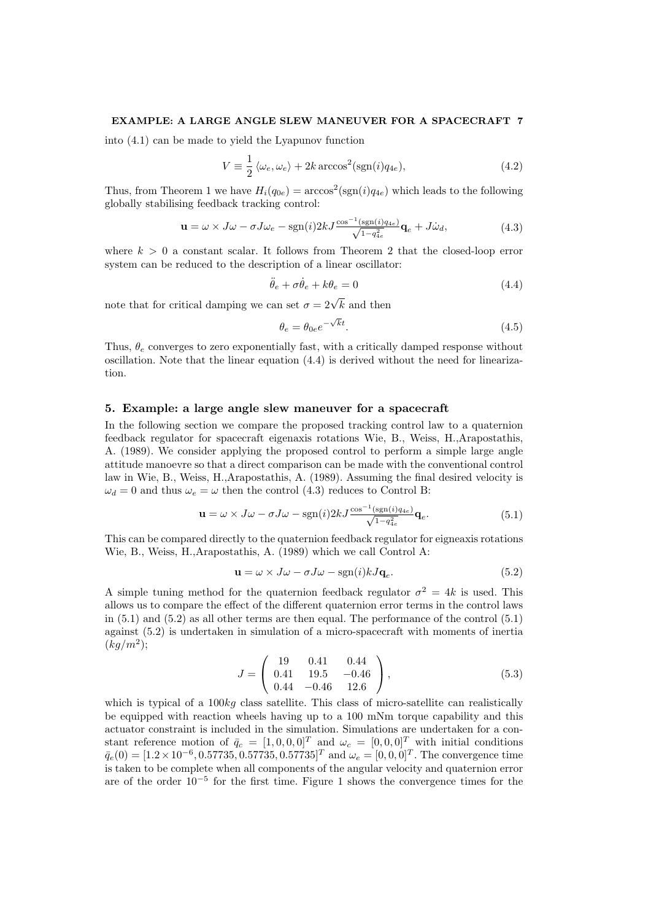into (4.1) can be made to yield the Lyapunov function

$$V \equiv \frac{1}{2}\langle \omega_e, \omega_e \rangle + 2k \arccos^2(\mathrm{sgn}(i) q_{4e}), \tag{4.2}$$

Thus, from Theorem 1 we have $H_i(q_{0e}) = \arccos^2(\mathrm{sgn}(i) q_{4e})$ which leads to the following globally stabilising feedback tracking control:

$$\mathbf{u} = \omega \times J\omega - \sigma J \omega_e - \mathrm{sgn}(i) 2kJ \frac{\cos^{-1}(\mathrm{sgn}(i) q_{4e})}{\sqrt{1-q_{4e}^2}} \mathbf{q}_e + J\dot{\omega}_d, \tag{4.3}$$

where $k > 0$ a constant scalar. It follows from Theorem 2 that the closed-loop error system can be reduced to the description of a linear oscillator:

$$\ddot{\theta}_e + \sigma\dot{\theta}_e + k\theta_e = 0 \tag{4.4}$$

note that for critical damping we can set $\sigma = 2\sqrt{k}$ and then

$$\theta_e = \theta_{0e} e^{-\sqrt{k}t}. \tag{4.5}$$

Thus, $\theta_e$ converges to zero exponentially fast, with a critically damped response without oscillation. Note that the linear equation (4.4) is derived without the need for linearization.

## 5. Example: a large angle slew maneuver for a spacecraft

In the following section we compare the proposed tracking control law to a quaternion feedback regulator for spacecraft eigenaxis rotations Wie, B., Weiss, H.,Arapostathis, A. (1989). We consider applying the proposed control to perform a simple large angle attitude manoevre so that a direct comparison can be made with the conventional control law in Wie, B., Weiss, H.,Arapostathis, A. (1989). Assuming the final desired velocity is $\omega_d = 0$ and thus $\omega_e = \omega$ then the control (4.3) reduces to Control B:

$$\mathbf{u} = \omega \times J\omega - \sigma J \omega - \mathrm{sgn}(i) 2kJ \frac{\cos^{-1}(\mathrm{sgn}(i) q_{4e})}{\sqrt{1-q_{4e}^2}} \mathbf{q}_e. \tag{5.1}$$

This can be compared directly to the quaternion feedback regulator for eigneaxis rotations Wie, B., Weiss, H.,Arapostathis, A. (1989) which we call Control A:

$$\mathbf{u} = \omega \times J\omega - \sigma J \omega - \mathrm{sgn}(i) kJ \mathbf{q}_e. \tag{5.2}$$

A simple tuning method for the quaternion feedback regulator $\sigma^2 = 4k$ is used. This allows us to compare the effect of the different quaternion error terms in the control laws in (5.1) and (5.2) as all other terms are then equal. The performance of the control (5.1) against (5.2) is undertaken in simulation of a micro-spacecraft with moments of inertia $(kg/m^2)$;

$$J = \begin{pmatrix} 19 & 0.41 & 0.44 \\ 0.41 & 19.5 & -0.46 \\ 0.44 & -0.46 & 12.6 \end{pmatrix}, \tag{5.3}$$

which is typical of a $100kg$ class satellite. This class of micro-satellite can realistically be equipped with reaction wheels having up to a 100 mNm torque capability and this actuator constraint is included in the simulation. Simulations are undertaken for a constant reference motion of $\bar{q}_c = [1, 0, 0, 0]^T$ and $\omega_c = [0, 0, 0]^T$ with initial conditions $\bar{q}_e(0) = [1.2 \times 10^{-6}, 0.57735, 0.57735, 0.57735]^T$ and $\omega_e = [0, 0, 0]^T$. The convergence time is taken to be complete when all components of the angular velocity and quaternion error are of the order $10^{-5}$ for the first time. Figure 1 shows the convergence times for the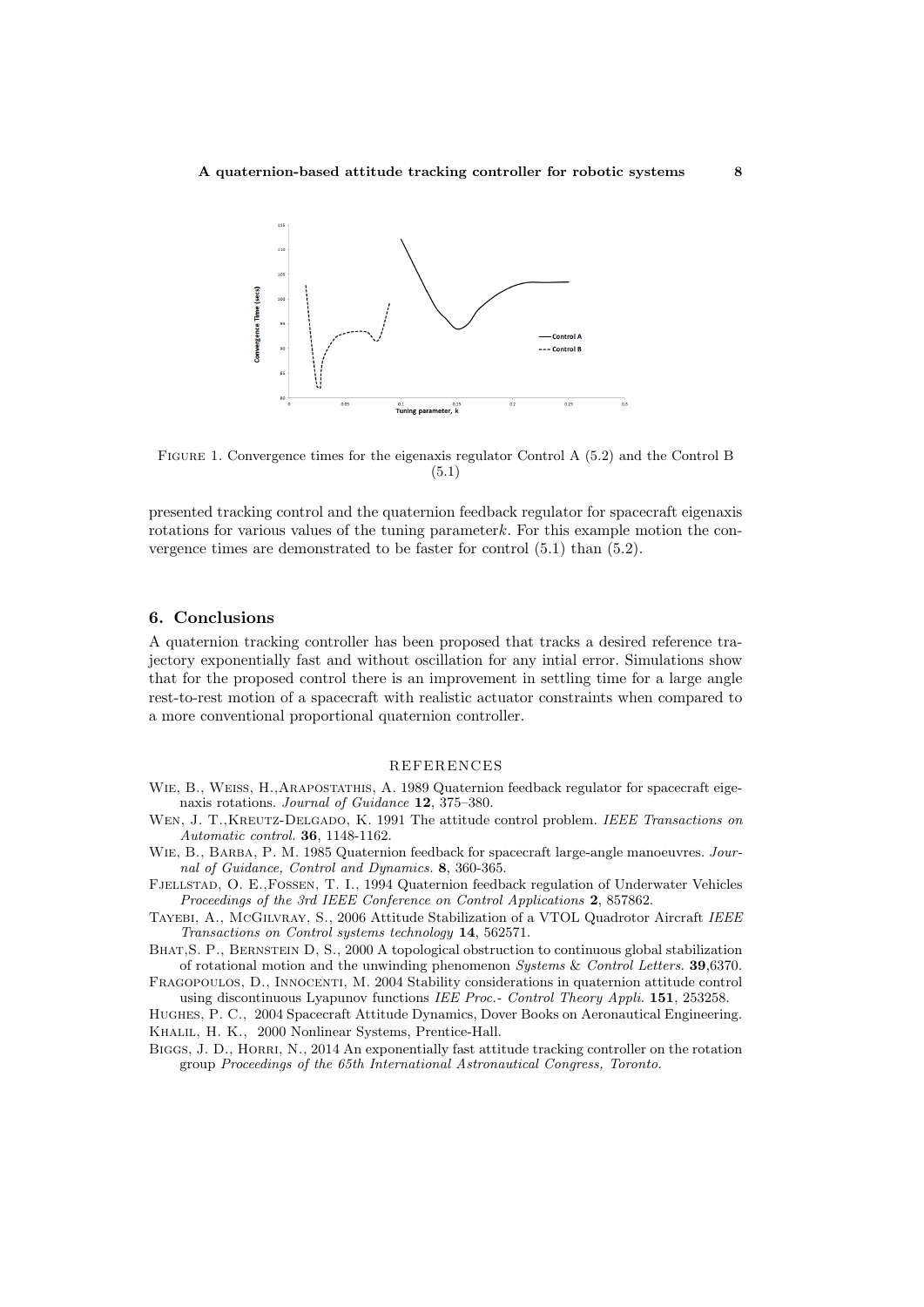115
110
105
100
95
90
85
80
Convergence Time (secs)
0
0.05
0.1
0.15
0.2
0.25
0.3
Tuning parameter, k
Control A
Control B

FIGURE 1. Convergence times for the eigenaxis regulator Control A (5.2) and the Control B (5.1)

presented tracking control and the quaternion feedback regulator for spacecraft eigenaxis rotations for various values of the tuning parameter$k$. For this example motion the convergence times are demonstrated to be faster for control (5.1) than (5.2).

## 6. Conclusions

A quaternion tracking controller has been proposed that tracks a desired reference trajectory exponentially fast and without oscillation for any intial error. Simulations show that for the proposed control there is an improvement in settling time for a large angle rest-to-rest motion of a spacecraft with realistic actuator constraints when compared to a more conventional proportional quaternion controller.

### REFERENCES

Wie, B., Weiss, H.,Arapostathis, A. 1989 Quaternion feedback regulator for spacecraft eigenaxis rotations. *Journal of Guidance* **12**, 375–380.

Wen, J. T.,Kreutz-Delgado, K. 1991 The attitude control problem. *IEEE Transactions on Automatic control.* **36**, 1148-1162.

Wie, B., Barba, P. M. 1985 Quaternion feedback for spacecraft large-angle manoeuvres. *Journal of Guidance, Control and Dynamics.* **8**, 360-365.

Fjellstad, O. E.,Fossen, T. I., 1994 Quaternion feedback regulation of Underwater Vehicles *Proceedings of the 3rd IEEE Conference on Control Applications* **2**, 857862.

Tayebi, A., McGilvray, S., 2006 Attitude Stabilization of a VTOL Quadrotor Aircraft *IEEE Transactions on Control systems technology* **14**, 562571.

Bhat,S. P., Bernstein D, S., 2000 A topological obstruction to continuous global stabilization of rotational motion and the unwinding phenomenon *Systems* & *Control Letters.* **39**,6370.

Fragopoulos, D., Innocenti, M. 2004 Stability considerations in quaternion attitude control using discontinuous Lyapunov functions *IEE Proc.- Control Theory Appli.* **151**, 253258.

Hughes, P. C., 2004 Spacecraft Attitude Dynamics, Dover Books on Aeronautical Engineering.

Khalil, H. K., 2000 Nonlinear Systems, Prentice-Hall.

Biggs, J. D., Horri, N., 2014 An exponentially fast attitude tracking controller on the rotation group *Proceedings of the 65th International Astronautical Congress, Toronto.*